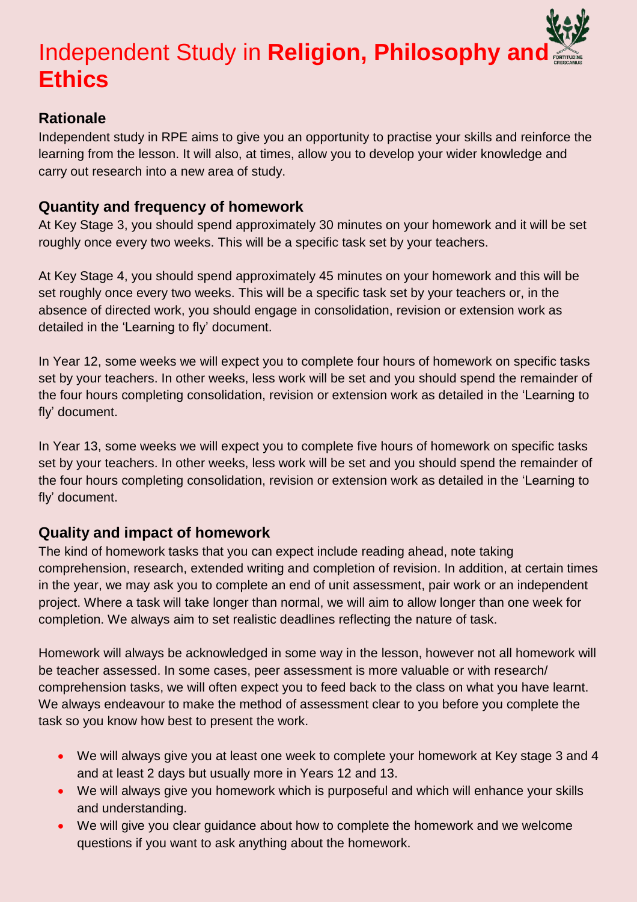# Independent Study in **Religion, Philosophy and Ethics**

## Rationale

Independent study in RPE aims to give you an opportunity to practise your skills and reinforce the learning from the lesson. It will also, at times, allow you to develop your wider knowledge and carry out research into a new area of study.

## Quantity and frequency of homework

At Key Stage 3, you should spend approximately 30 minutes on your homework and it will be set roughly once every two weeks. This will be a specific task set by your teachers.

At Key Stage 4, you should spend approximately 45 minutes on your homework and this will be set roughly once every two weeks. This will be a specific task set by your teachers or, in the absence of directed work, you should engage in consolidation, revision or extension work as detailed in the 'Learning to fly' document.

In Year 12, some weeks we will expect you to complete four hours of homework on specific tasks set by your teachers. In other weeks, less work will be set and you should spend the remainder of the four hours completing consolidation, revision or extension work as detailed in the 'Learning to fly' document.

In Year 13, some weeks we will expect you to complete five hours of homework on specific tasks set by your teachers. In other weeks, less work will be set and you should spend the remainder of the four hours completing consolidation, revision or extension work as detailed in the 'Learning to fly' document.

## Quality and impact of homework

The kind of homework tasks that you can expect include reading ahead, note taking comprehension, research, extended writing and completion of revision. In addition, at certain times in the year, we may ask you to complete an end of unit assessment, pair work or an independent project. Where a task will take longer than normal, we will aim to allow longer than one week for completion. We always aim to set realistic deadlines reflecting the nature of task.

Homework will always be acknowledged in some way in the lesson, however not all homework will be teacher assessed. In some cases, peer assessment is more valuable or with research/ comprehension tasks, we will often expect you to feed back to the class on what you have learnt. We always endeavour to make the method of assessment clear to you before you complete the task so you know how best to present the work.

- We will always give you at least one week to complete your homework at Key stage 3 and 4 and at least 2 days but usually more in Years 12 and 13.
- We will always give you homework which is purposeful and which will enhance your skills and understanding.
- We will give you clear guidance about how to complete the homework and we welcome questions if you want to ask anything about the homework.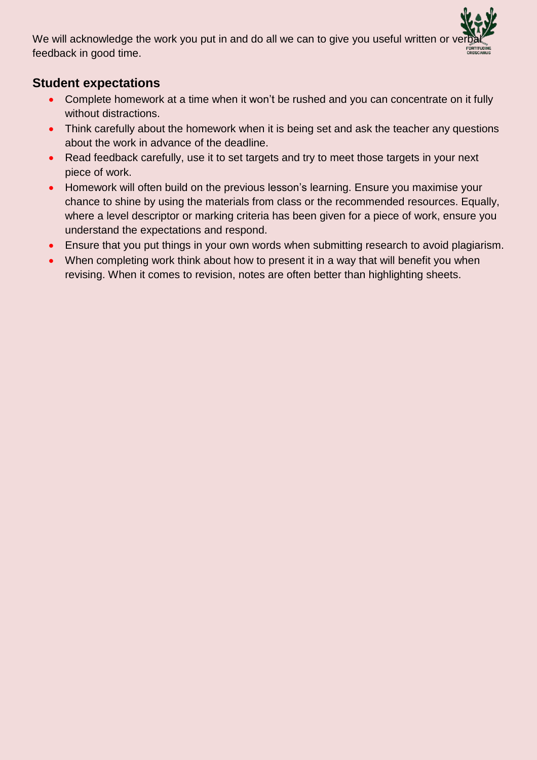We will acknowledge the work you put in and do all we can to give you useful written or verbal feedback in good time.

## Student expectations

- Complete homework at a time when it won't be rushed and you can concentrate on it fully without distractions.
- Think carefully about the homework when it is being set and ask the teacher any questions about the work in advance of the deadline.
- Read feedback carefully, use it to set targets and try to meet those targets in your next piece of work.
- Homework will often build on the previous lesson's learning. Ensure you maximise your chance to shine by using the materials from class or the recommended resources. Equally, where a level descriptor or marking criteria has been given for a piece of work, ensure you understand the expectations and respond.
- Ensure that you put things in your own words when submitting research to avoid plagiarism.
- When completing work think about how to present it in a way that will benefit you when revising. When it comes to revision, notes are often better than highlighting sheets.